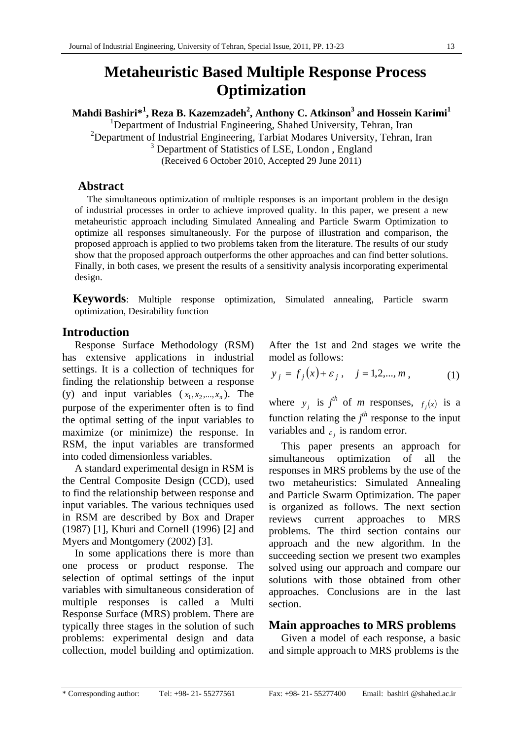# Metaheuristic Based Multiple Response Process Optimization

**Mahdi Bashiri*[1], Reza B. Kazemzadeh[2], Anthony C. Atkinson[3] and Hossein Karimi[1]**

[1]Department of Industrial Engineering, Shahed University, Tehran, Iran
[2]Department of Industrial Engineering, Tarbiat Modares University, Tehran, Iran
[3] Department of Statistics of LSE, London , England
(Received 6 October 2010, Accepted 29 June 2011)

## Abstract

The simultaneous optimization of multiple responses is an important problem in the design of industrial processes in order to achieve improved quality. In this paper, we present a new metaheuristic approach including Simulated Annealing and Particle Swarm Optimization to optimize all responses simultaneously. For the purpose of illustration and comparison, the proposed approach is applied to two problems taken from the literature. The results of our study show that the proposed approach outperforms the other approaches and can find better solutions. Finally, in both cases, we present the results of a sensitivity analysis incorporating experimental design.

**Keywords**: Multiple response optimization, Simulated annealing, Particle swarm optimization, Desirability function

## Introduction

Response Surface Methodology (RSM) has extensive applications in industrial settings. It is a collection of techniques for finding the relationship between a response (y) and input variables ($x_1, x_2, ..., x_n$). The purpose of the experimenter often is to find the optimal setting of the input variables to maximize (or minimize) the response. In RSM, the input variables are transformed into coded dimensionless variables.

A standard experimental design in RSM is the Central Composite Design (CCD), used to find the relationship between response and input variables. The various techniques used in RSM are described by Box and Draper (1987) [1], Khuri and Cornell (1996) [2] and Myers and Montgomery (2002) [3].

In some applications there is more than one process or product response. The selection of optimal settings of the input variables with simultaneous consideration of multiple responses is called a Multi Response Surface (MRS) problem. There are typically three stages in the solution of such problems: experimental design and data collection, model building and optimization. After the 1st and 2nd stages we write the model as follows:

$$y_j = f_j(x) + \varepsilon_j, \quad j = 1,2,...,m, \tag{1}$$

where $y_j$ is $j^{th}$ of $m$ responses, $f_j(x)$ is a function relating the $j^{th}$ response to the input variables and $\varepsilon_j$ is random error.

This paper presents an approach for simultaneous optimization of all the responses in MRS problems by the use of the two metaheuristics: Simulated Annealing and Particle Swarm Optimization. The paper is organized as follows. The next section reviews current approaches to MRS problems. The third section contains our approach and the new algorithm. In the succeeding section we present two examples solved using our approach and compare our solutions with those obtained from other approaches. Conclusions are in the last section.

## Main approaches to MRS problems

Given a model of each response, a basic and simple approach to MRS problems is the

\* Corresponding author: Tel: +98- 21- 55277561 Fax: +98- 21- 55277400 Email: bashiri @shahed.ac.ir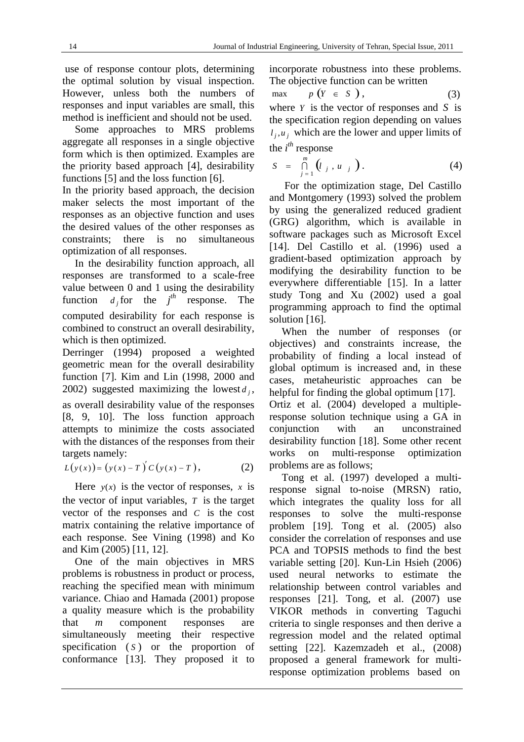use of response contour plots, determining the optimal solution by visual inspection. However, unless both the numbers of responses and input variables are small, this method is inefficient and should not be used.

Some approaches to MRS problems aggregate all responses in a single objective form which is then optimized. Examples are the priority based approach [4], desirability functions [5] and the loss function [6].

In the priority based approach, the decision maker selects the most important of the responses as an objective function and uses the desired values of the other responses as constraints; there is no simultaneous optimization of all responses.

In the desirability function approach, all responses are transformed to a scale-free value between 0 and 1 using the desirability function $d_j$ for the $j^{th}$ response. The computed desirability for each response is combined to construct an overall desirability, which is then optimized.

Derringer (1994) proposed a weighted geometric mean for the overall desirability function [7]. Kim and Lin (1998, 2000 and 2002) suggested maximizing the lowest $d_j$, as overall desirability value of the responses [8, 9, 10]. The loss function approach attempts to minimize the costs associated with the distances of the responses from their targets namely:

$$L\left(y(x)\right) = \left(y(x) - T\right)' C\left(y(x) - T\right), \tag{2}$$

Here $y(x)$ is the vector of responses, $x$ is the vector of input variables, $T$ is the target vector of the responses and $C$ is the cost matrix containing the relative importance of each response. See Vining (1998) and Ko and Kim (2005) [11, 12].

One of the main objectives in MRS problems is robustness in product or process, reaching the specified mean with minimum variance. Chiao and Hamada (2001) propose a quality measure which is the probability that *m* component responses are simultaneously meeting their respective specification ($S$) or the proportion of conformance [13]. They proposed it to incorporate robustness into these problems. The objective function can be written

$$\max \quad p\left(Y \in S\right), \tag{3}$$

where $Y$ is the vector of responses and $S$ is the specification region depending on values $l_j, u_j$ which are the lower and upper limits of the $i^{th}$ response

$$S = \bigcap_{j=1}^{m} \left(l_j, u_j\right). \tag{4}$$

For the optimization stage, Del Castillo and Montgomery (1993) solved the problem by using the generalized reduced gradient (GRG) algorithm, which is available in software packages such as Microsoft Excel [14]. Del Castillo et al. (1996) used a gradient-based optimization approach by modifying the desirability function to be everywhere differentiable [15]. In a latter study Tong and Xu (2002) used a goal programming approach to find the optimal solution [16].

When the number of responses (or objectives) and constraints increase, the probability of finding a local instead of global optimum is increased and, in these cases, metaheuristic approaches can be helpful for finding the global optimum [17].

Ortiz et al. (2004) developed a multiple-response solution technique using a GA in conjunction with an unconstrained desirability function [18]. Some other recent works on multi-response optimization problems are as follows;

Tong et al. (1997) developed a multi-response signal to-noise (MRSN) ratio, which integrates the quality loss for all responses to solve the multi-response problem [19]. Tong et al. (2005) also consider the correlation of responses and use PCA and TOPSIS methods to find the best variable setting [20]. Kun-Lin Hsieh (2006) used neural networks to estimate the relationship between control variables and responses [21]. Tong, et al. (2007) use VIKOR methods in converting Taguchi criteria to single responses and then derive a regression model and the related optimal setting [22]. Kazemzadeh et al., (2008) proposed a general framework for multi-response optimization problems based on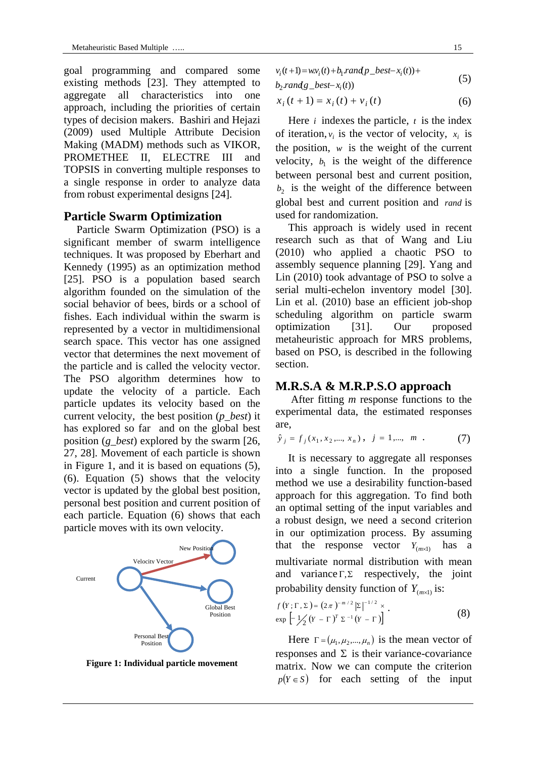goal programming and compared some existing methods [23]. They attempted to aggregate all characteristics into one approach, including the priorities of certain types of decision makers. Bashiri and Hejazi (2009) used Multiple Attribute Decision Making (MADM) methods such as VIKOR, PROMETHEE II, ELECTRE III and TOPSIS in converting multiple responses to a single response in order to analyze data from robust experimental designs [24].

## Particle Swarm Optimization

Particle Swarm Optimization (PSO) is a significant member of swarm intelligence techniques. It was proposed by Eberhart and Kennedy (1995) as an optimization method [25]. PSO is a population based search algorithm founded on the simulation of the social behavior of bees, birds or a school of fishes. Each individual within the swarm is represented by a vector in multidimensional search space. This vector has one assigned vector that determines the next movement of the particle and is called the velocity vector. The PSO algorithm determines how to update the velocity of a particle. Each particle updates its velocity based on the current velocity, the best position (*p_best*) it has explored so far and on the global best position (*g_best*) explored by the swarm [26, 27, 28]. Movement of each particle is shown in Figure 1, and it is based on equations (5), (6). Equation (5) shows that the velocity vector is updated by the global best position, personal best position and current position of each particle. Equation (6) shows that each particle moves with its own velocity.

**Figure 1: Individual particle movement**

$$v_i(t+1) = w.v_i(t) + b_1.rand(p\_best - x_i(t)) + b_2.rand(g\_best - x_i(t)) \tag{5}$$

$$x_i(t+1) = x_i(t) + v_i(t) \tag{6}$$

Here $i$ indexes the particle, $t$ is the index of iteration, $v_i$ is the vector of velocity, $x_i$ is the position, $w$ is the weight of the current velocity, $b_1$ is the weight of the difference between personal best and current position, $b_2$ is the weight of the difference between global best and current position and $rand$ is used for randomization.

This approach is widely used in recent research such as that of Wang and Liu (2010) who applied a chaotic PSO to assembly sequence planning [29]. Yang and Lin (2010) took advantage of PSO to solve a serial multi-echelon inventory model [30]. Lin et al. (2010) base an efficient job-shop scheduling algorithm on particle swarm optimization [31]. Our proposed metaheuristic approach for MRS problems, based on PSO, is described in the following section.

## M.R.S.A & M.R.P.S.O approach

After fitting $m$ response functions to the experimental data, the estimated responses are,

$$\hat{y}_j = f_j(x_1, x_2, ..., x_n), \quad j = 1, ..., \quad m \quad . \tag{7}$$

It is necessary to aggregate all responses into a single function. In the proposed method we use a desirability function-based approach for this aggregation. To find both an optimal setting of the input variables and a robust design, we need a second criterion in our optimization process. By assuming that the response vector $Y_{(m\times1)}$ has a multivariate normal distribution with mean and variance $\Gamma, \Sigma$ respectively, the joint probability density function of $Y_{(m\times1)}$ is:

$$f(Y;\Gamma,\Sigma) = (2\pi)^{-m/2}|\Sigma|^{-1/2} \times \exp\left[-\tfrac{1}{2}(Y-\Gamma)^T\Sigma^{-1}(Y-\Gamma)\right]. \tag{8}$$

Here $\Gamma = (\mu_1, \mu_2, ..., \mu_n)$ is the mean vector of responses and $\Sigma$ is their variance-covariance matrix. Now we can compute the criterion $p(Y \in S)$ for each setting of the input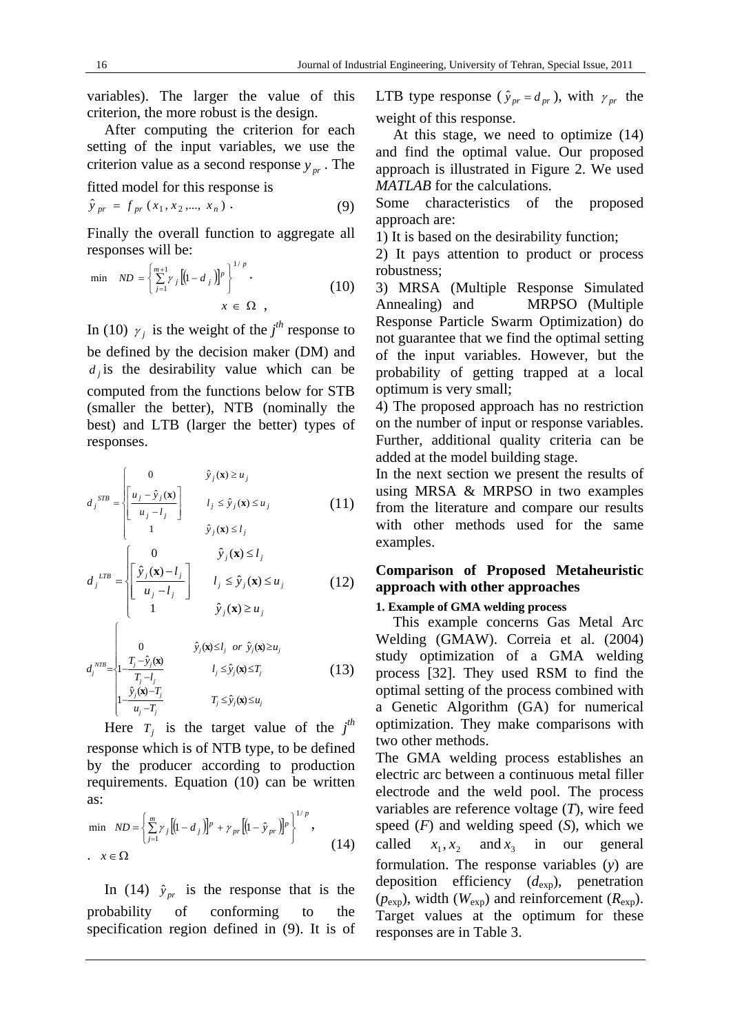variables). The larger the value of this criterion, the more robust is the design.

After computing the criterion for each setting of the input variables, we use the criterion value as a second response $y_{pr}$. The fitted model for this response is

$$\hat{y}_{pr} = f_{pr}(x_1, x_2, ..., x_n) \,. \tag{9}$$

Finally the overall function to aggregate all responses will be:

$$\min \quad ND = \left\{ \sum_{j=1}^{m+1} \gamma_j \left[ (1 - d_j) \right]^p \right\}^{1/p} \,. \qquad x \in \Omega \,, \tag{10}$$

In (10) $\gamma_j$ is the weight of the $j^{th}$ response to be defined by the decision maker (DM) and $d_j$ is the desirability value which can be computed from the functions below for STB (smaller the better), NTB (nominally the best) and LTB (larger the better) types of responses.

$$d_j^{STB} = \begin{cases} 0 & \hat{y}_j(\mathbf{x}) \ge u_j \\ \left[ \dfrac{u_j - \hat{y}_j(\mathbf{x})}{u_j - l_j} \right] & l_j \le \hat{y}_j(\mathbf{x}) \le u_j \\ 1 & \hat{y}_j(\mathbf{x}) \le l_j \end{cases} \tag{11}$$

$$d_j^{LTB} = \begin{cases} 0 & \hat{y}_j(\mathbf{x}) \le l_j \\ \left[ \dfrac{\hat{y}_j(\mathbf{x}) - l_j}{u_j - l_j} \right] & l_j \le \hat{y}_j(\mathbf{x}) \le u_j \\ 1 & \hat{y}_j(\mathbf{x}) \ge u_j \end{cases} \tag{12}$$

$$d_j^{NTB} = \begin{cases} 0 & \hat{y}_j(\mathbf{x}) \le l_j \ \text{ or } \ \hat{y}_j(\mathbf{x}) \ge u_j \\ 1 - \dfrac{T_j - \hat{y}_j(\mathbf{x})}{T_j - l_j} & l_j \le \hat{y}_j(\mathbf{x}) \le T_j \\ 1 - \dfrac{\hat{y}_j(\mathbf{x}) - T_j}{u_j - T_j} & T_j \le \hat{y}_j(\mathbf{x}) \le u_j \end{cases} \tag{13}$$

Here $T_j$ is the target value of the $j^{th}$ response which is of NTB type, to be defined by the producer according to production requirements. Equation (10) can be written as:

$$\min \quad ND = \left\{ \sum_{j=1}^{m} \gamma_j \left[ (1 - d_j) \right]^p + \gamma_{pr} \left[ (1 - \hat{y}_{pr}) \right]^p \right\}^{1/p} , \qquad x \in \Omega \tag{14}$$

In (14) $\hat{y}_{pr}$ is the response that is the probability of conforming to the specification region defined in (9). It is of LTB type response ($\hat{y}_{pr} = d_{pr}$), with $\gamma_{pr}$ the weight of this response.

At this stage, we need to optimize (14) and find the optimal value. Our proposed approach is illustrated in Figure 2. We used *MATLAB* for the calculations.

Some characteristics of the proposed approach are:

1) It is based on the desirability function;

2) It pays attention to product or process robustness;

3) MRSA (Multiple Response Simulated Annealing) and MRPSO (Multiple Response Particle Swarm Optimization) do not guarantee that we find the optimal setting of the input variables. However, but the probability of getting trapped at a local optimum is very small;

4) The proposed approach has no restriction on the number of input or response variables. Further, additional quality criteria can be added at the model building stage.

In the next section we present the results of using MRSA & MRPSO in two examples from the literature and compare our results with other methods used for the same examples.

## Comparison of Proposed Metaheuristic approach with other approaches

### 1. Example of GMA welding process

This example concerns Gas Metal Arc Welding (GMAW). Correia et al. (2004) study optimization of a GMA welding process [32]. They used RSM to find the optimal setting of the process combined with a Genetic Algorithm (GA) for numerical optimization. They make comparisons with two other methods.

The GMA welding process establishes an electric arc between a continuous metal filler electrode and the weld pool. The process variables are reference voltage (*T*), wire feed speed (*F*) and welding speed (*S*), which we called $x_1, x_2$ and $x_3$ in our general formulation. The response variables (*y*) are deposition efficiency ($d_{\exp}$), penetration ($p_{\exp}$), width ($W_{\exp}$) and reinforcement ($R_{\exp}$). Target values at the optimum for these responses are in Table 3.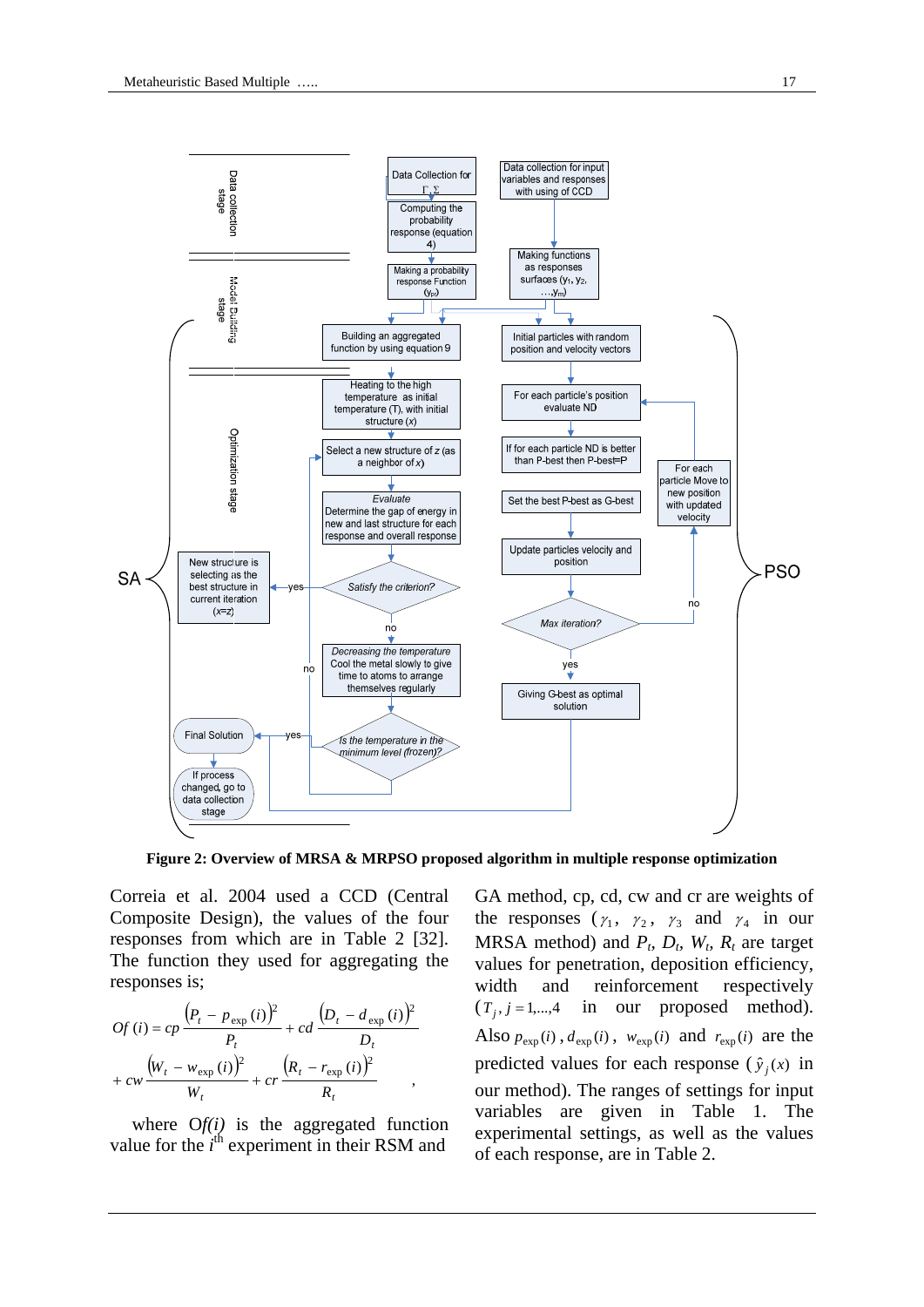**Figure 2: Overview of MRSA & MRPSO proposed algorithm in multiple response optimization**

Correia et al. 2004 used a CCD (Central Composite Design), the values of the four responses from which are in Table 2 [32]. The function they used for aggregating the responses is;

$$Of\,(i) = cp\,\frac{\left(P_t - p_{\exp}(i)\right)^2}{P_t} + cd\,\frac{\left(D_t - d_{\exp}(i)\right)^2}{D_t} + cw\,\frac{\left(W_t - w_{\exp}(i)\right)^2}{W_t} + cr\,\frac{\left(R_t - r_{\exp}(i)\right)^2}{R_t},$$

where $Of(i)$ is the aggregated function value for the $i^{th}$ experiment in their RSM and GA method, cp, cd, cw and cr are weights of the responses ($\gamma_1$, $\gamma_2$, $\gamma_3$ and $\gamma_4$ in our MRSA method) and $P_t$, $D_t$, $W_t$, $R_t$ are target values for penetration, deposition efficiency, width and reinforcement respectively ($T_j, j = 1,\ldots,4$ in our proposed method). Also $p_{\exp}(i)$, $d_{\exp}(i)$, $w_{\exp}(i)$ and $r_{\exp}(i)$ are the predicted values for each response ($\hat{y}_j(x)$ in our method). The ranges of settings for input variables are given in Table 1. The experimental settings, as well as the values of each response, are in Table 2.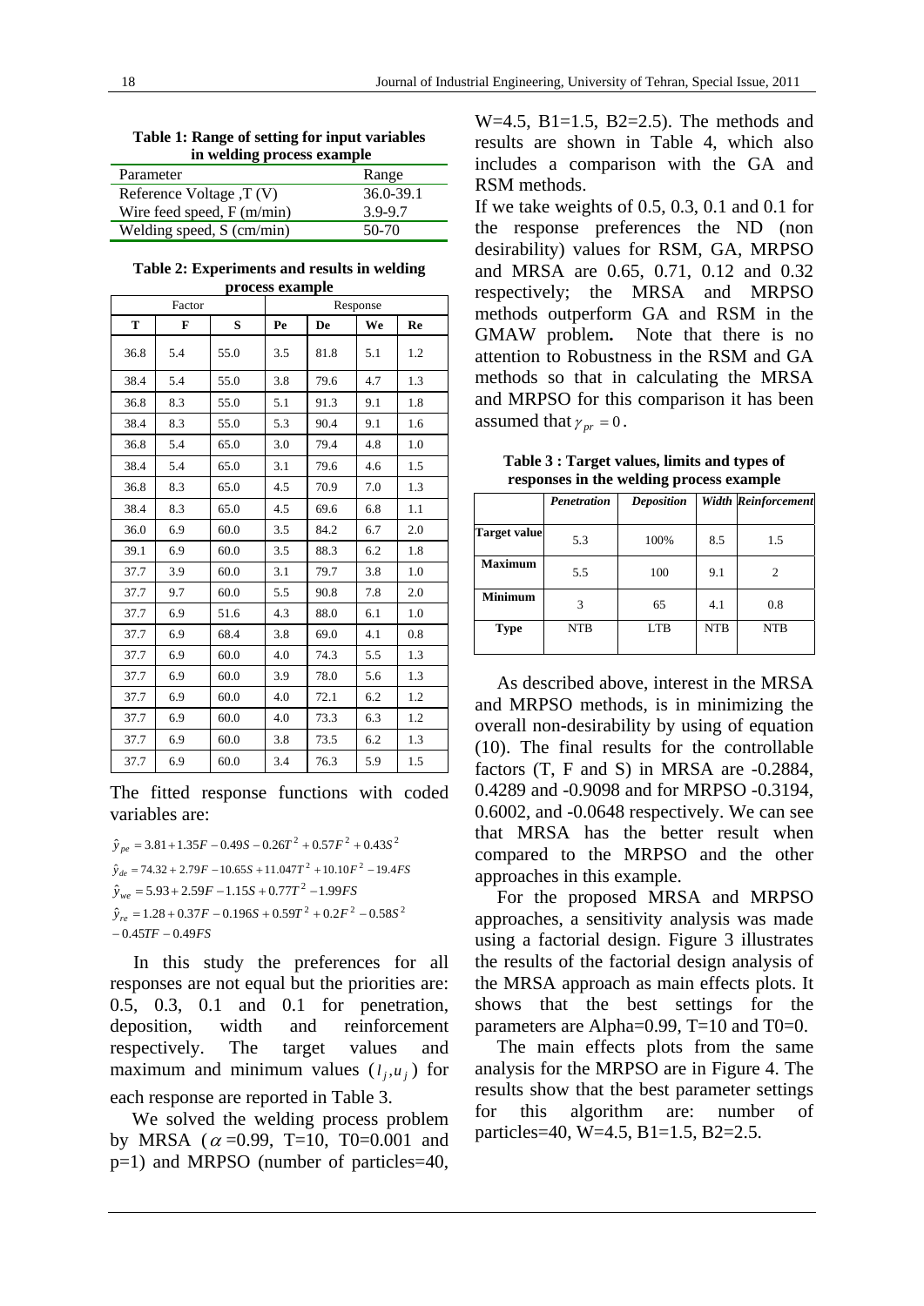**Table 1: Range of setting for input variables in welding process example**

| Parameter | Range |
|---|---|
| Reference Voltage ,T (V) | 36.0-39.1 |
| Wire feed speed, F (m/min) | 3.9-9.7 |
| Welding speed, S (cm/min) | 50-70 |

**Table 2: Experiments and results in welding process example**

| Factor | | | Response | | | |
|---|---|---|---|---|---|---|
| T | F | S | Pe | De | We | Re |
| 36.8 | 5.4 | 55.0 | 3.5 | 81.8 | 5.1 | 1.2 |
| 38.4 | 5.4 | 55.0 | 3.8 | 79.6 | 4.7 | 1.3 |
| 36.8 | 8.3 | 55.0 | 5.1 | 91.3 | 9.1 | 1.8 |
| 38.4 | 8.3 | 55.0 | 5.3 | 90.4 | 9.1 | 1.6 |
| 36.8 | 5.4 | 65.0 | 3.0 | 79.4 | 4.8 | 1.0 |
| 38.4 | 5.4 | 65.0 | 3.1 | 79.6 | 4.6 | 1.5 |
| 36.8 | 8.3 | 65.0 | 4.5 | 70.9 | 7.0 | 1.3 |
| 38.4 | 8.3 | 65.0 | 4.5 | 69.6 | 6.8 | 1.1 |
| 36.0 | 6.9 | 60.0 | 3.5 | 84.2 | 6.7 | 2.0 |
| 39.1 | 6.9 | 60.0 | 3.5 | 88.3 | 6.2 | 1.8 |
| 37.7 | 3.9 | 60.0 | 3.1 | 79.7 | 3.8 | 1.0 |
| 37.7 | 9.7 | 60.0 | 5.5 | 90.8 | 7.8 | 2.0 |
| 37.7 | 6.9 | 51.6 | 4.3 | 88.0 | 6.1 | 1.0 |
| 37.7 | 6.9 | 68.4 | 3.8 | 69.0 | 4.1 | 0.8 |
| 37.7 | 6.9 | 60.0 | 4.0 | 74.3 | 5.5 | 1.3 |
| 37.7 | 6.9 | 60.0 | 3.9 | 78.0 | 5.6 | 1.3 |
| 37.7 | 6.9 | 60.0 | 4.0 | 72.1 | 6.2 | 1.2 |
| 37.7 | 6.9 | 60.0 | 4.0 | 73.3 | 6.3 | 1.2 |
| 37.7 | 6.9 | 60.0 | 3.8 | 73.5 | 6.2 | 1.3 |
| 37.7 | 6.9 | 60.0 | 3.4 | 76.3 | 5.9 | 1.5 |

The fitted response functions with coded variables are:

$$\hat{y}_{pe} = 3.81 + 1.35F - 0.49S - 0.26T^2 + 0.57F^2 + 0.43S^2$$

$$\hat{y}_{de} = 74.32 + 2.79F - 10.65S + 11.047T^2 + 10.10F^2 - 19.4FS$$

$$\hat{y}_{we} = 5.93 + 2.59F - 1.15S + 0.77T^2 - 1.99FS$$

$$\hat{y}_{re} = 1.28 + 0.37F - 0.196S + 0.59T^2 + 0.2F^2 - 0.58S^2 - 0.45TF - 0.49FS$$

In this study the preferences for all responses are not equal but the priorities are: 0.5, 0.3, 0.1 and 0.1 for penetration, deposition, width and reinforcement respectively. The target values and maximum and minimum values ($l_j, u_j$) for each response are reported in Table 3.

We solved the welding process problem by MRSA ($\alpha$=0.99, T=10, T0=0.001 and p=1) and MRPSO (number of particles=40, W=4.5, B1=1.5, B2=2.5). The methods and results are shown in Table 4, which also includes a comparison with the GA and RSM methods.

If we take weights of 0.5, 0.3, 0.1 and 0.1 for the response preferences the ND (non desirability) values for RSM, GA, MRPSO and MRSA are 0.65, 0.71, 0.12 and 0.32 respectively; the MRSA and MRPSO methods outperform GA and RSM in the GMAW problem**.** Note that there is no attention to Robustness in the RSM and GA methods so that in calculating the MRSA and MRPSO for this comparison it has been assumed that $\gamma_{pr} = 0$.

**Table 3 : Target values, limits and types of responses in the welding process example**

| | *Penetration* | *Deposition* | *Width* | *Reinforcement* |
|---|---|---|---|---|
| **Target value** | 5.3 | 100% | 8.5 | 1.5 |
| **Maximum** | 5.5 | 100 | 9.1 | 2 |
| **Minimum** | 3 | 65 | 4.1 | 0.8 |
| **Type** | NTB | LTB | NTB | NTB |

As described above, interest in the MRSA and MRPSO methods, is in minimizing the overall non-desirability by using of equation (10). The final results for the controllable factors (T, F and S) in MRSA are -0.2884, 0.4289 and -0.9098 and for MRPSO -0.3194, 0.6002, and -0.0648 respectively. We can see that MRSA has the better result when compared to the MRPSO and the other approaches in this example.

For the proposed MRSA and MRPSO approaches, a sensitivity analysis was made using a factorial design. Figure 3 illustrates the results of the factorial design analysis of the MRSA approach as main effects plots. It shows that the best settings for the parameters are Alpha=0.99, T=10 and T0=0.

The main effects plots from the same analysis for the MRPSO are in Figure 4. The results show that the best parameter settings for this algorithm are: number of particles=40, W=4.5, B1=1.5, B2=2.5.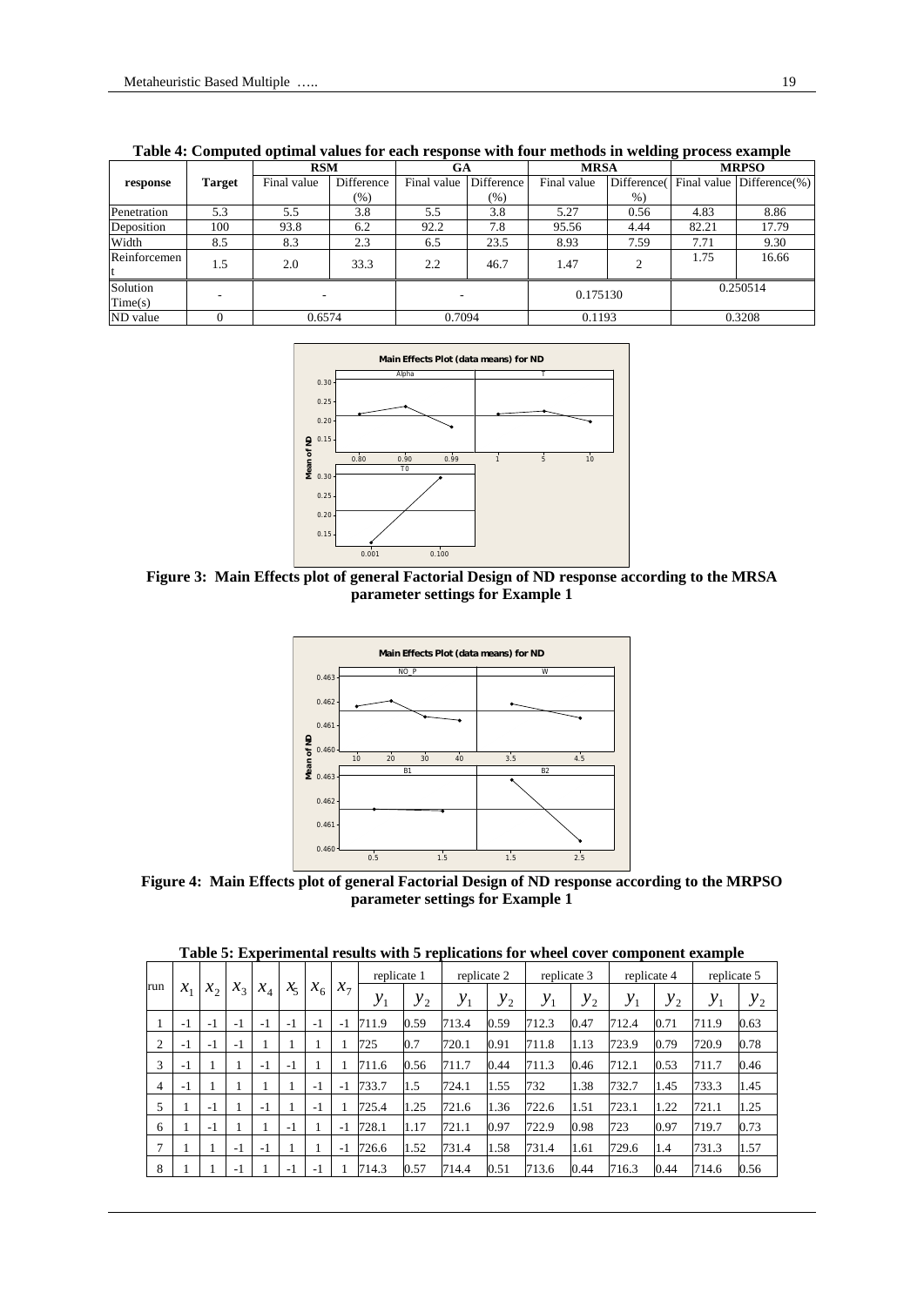**Table 4: Computed optimal values for each response with four methods in welding process example**

| response | Target | RSM | | GA | | MRSA | | MRPSO | |
|---|---|---|---|---|---|---|---|---|---|
| | | Final value | Difference (%) | Final value | Difference (%) | Final value | Difference(%) | Final value | Difference(%) |
| Penetration | 5.3 | 5.5 | 3.8 | 5.5 | 3.8 | 5.27 | 0.56 | 4.83 | 8.86 |
| Deposition | 100 | 93.8 | 6.2 | 92.2 | 7.8 | 95.56 | 4.44 | 82.21 | 17.79 |
| Width | 8.5 | 8.3 | 2.3 | 6.5 | 23.5 | 8.93 | 7.59 | 7.71 | 9.30 |
| Reinforcement | 1.5 | 2.0 | 33.3 | 2.2 | 46.7 | 1.47 | 2 | 1.75 | 16.66 |
| Solution Time(s) | - | - | | - | | 0.175130 | | 0.250514 | |
| ND value | 0 | 0.6574 | | 0.7094 | | 0.1193 | | 0.3208 | |

**Figure 3: Main Effects plot of general Factorial Design of ND response according to the MRSA parameter settings for Example 1**

**Figure 4: Main Effects plot of general Factorial Design of ND response according to the MRPSO parameter settings for Example 1**

**Table 5: Experimental results with 5 replications for wheel cover component example**

| run | $x_1$ | $x_2$ | $x_3$ | $x_4$ | $x_5$ | $x_6$ | $x_7$ | replicate 1 | | replicate 2 | | replicate 3 | | replicate 4 | | replicate 5 | |
|---|---|---|---|---|---|---|---|---|---|---|---|---|---|---|---|---|---|
| | | | | | | | | $y_1$ | $y_2$ | $y_1$ | $y_2$ | $y_1$ | $y_2$ | $y_1$ | $y_2$ | $y_1$ | $y_2$ |
| 1 | -1 | -1 | -1 | -1 | -1 | -1 | -1 | 711.9 | 0.59 | 713.4 | 0.59 | 712.3 | 0.47 | 712.4 | 0.71 | 711.9 | 0.63 |
| 2 | -1 | -1 | -1 | 1 | 1 | 1 | 1 | 725 | 0.7 | 720.1 | 0.91 | 711.8 | 1.13 | 723.9 | 0.79 | 720.9 | 0.78 |
| 3 | -1 | 1 | 1 | -1 | -1 | 1 | 1 | 711.6 | 0.56 | 711.7 | 0.44 | 711.3 | 0.46 | 712.1 | 0.53 | 711.7 | 0.46 |
| 4 | -1 | 1 | 1 | 1 | 1 | -1 | -1 | 733.7 | 1.5 | 724.1 | 1.55 | 732 | 1.38 | 732.7 | 1.45 | 733.3 | 1.45 |
| 5 | 1 | -1 | 1 | -1 | 1 | -1 | 1 | 725.4 | 1.25 | 721.6 | 1.36 | 722.6 | 1.51 | 723.1 | 1.22 | 721.1 | 1.25 |
| 6 | 1 | -1 | 1 | 1 | -1 | 1 | -1 | 728.1 | 1.17 | 721.1 | 0.97 | 722.9 | 0.98 | 723 | 0.97 | 719.7 | 0.73 |
| 7 | 1 | 1 | -1 | -1 | 1 | 1 | -1 | 726.6 | 1.52 | 731.4 | 1.58 | 731.4 | 1.61 | 729.6 | 1.4 | 731.3 | 1.57 |
| 8 | 1 | 1 | -1 | 1 | -1 | -1 | 1 | 714.3 | 0.57 | 714.4 | 0.51 | 713.6 | 0.44 | 716.3 | 0.44 | 714.6 | 0.56 |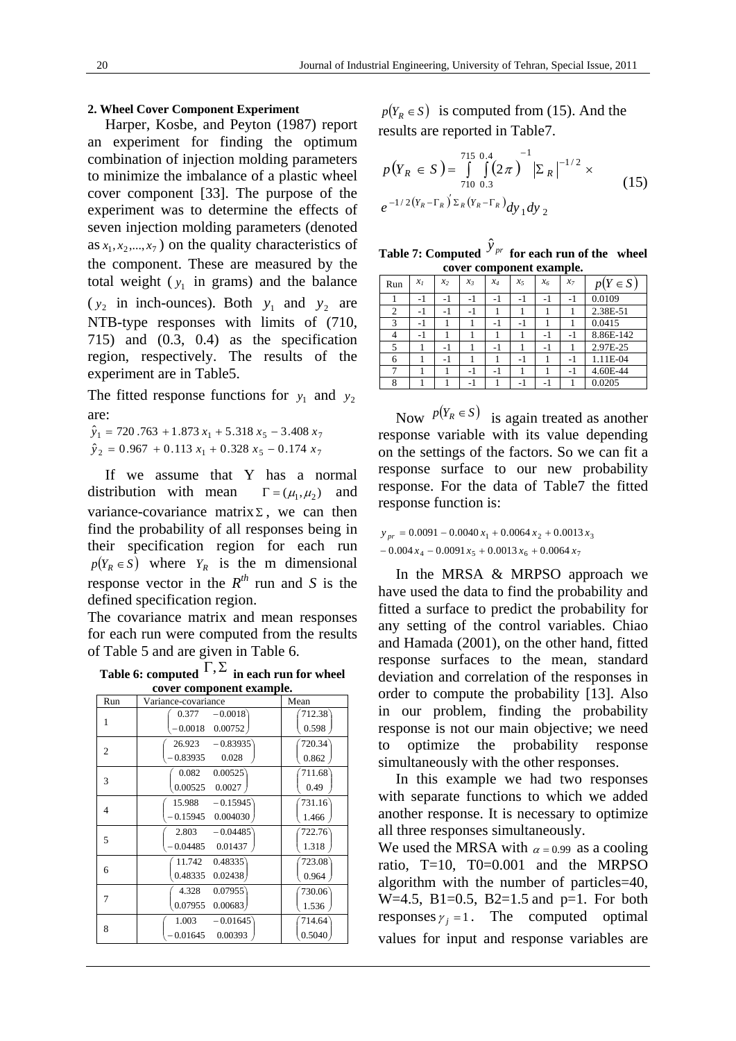**2. Wheel Cover Component Experiment**

Harper, Kosbe, and Peyton (1987) report an experiment for finding the optimum combination of injection molding parameters to minimize the imbalance of a plastic wheel cover component [33]. The purpose of the experiment was to determine the effects of seven injection molding parameters (denoted as $x_1, x_2, ..., x_7$) on the quality characteristics of the component. These are measured by the total weight ($y_1$ in grams) and the balance ($y_2$ in inch-ounces). Both $y_1$ and $y_2$ are NTB-type responses with limits of (710, 715) and (0.3, 0.4) as the specification region, respectively. The results of the experiment are in Table5.

The fitted response functions for $y_1$ and $y_2$ are:

$$\hat{y}_1 = 720.763 + 1.873\,x_1 + 5.318\,x_5 - 3.408\,x_7$$

$$\hat{y}_2 = 0.967 + 0.113\,x_1 + 0.328\,x_5 - 0.174\,x_7$$

If we assume that Y has a normal distribution with mean $\Gamma = (\mu_1, \mu_2)$ and variance-covariance matrix $\Sigma$, we can then find the probability of all responses being in their specification region for each run $p(Y_R \in S)$ where $Y_R$ is the m dimensional response vector in the $R^{th}$ run and *S* is the defined specification region.

The covariance matrix and mean responses for each run were computed from the results of Table 5 and are given in Table 6.

**Table 6: computed $\Gamma, \Sigma$ in each run for wheel cover component example.**

| Run | Variance-covariance | Mean |
|---|---|---|
| 1 | $\begin{pmatrix} 0.377 & -0.0018 \\ -0.0018 & 0.00752 \end{pmatrix}$ | $\begin{pmatrix} 712.38 \\ 0.598 \end{pmatrix}$ |
| 2 | $\begin{pmatrix} 26.923 & -0.83935 \\ -0.83935 & 0.028 \end{pmatrix}$ | $\begin{pmatrix} 720.34 \\ 0.862 \end{pmatrix}$ |
| 3 | $\begin{pmatrix} 0.082 & 0.00525 \\ 0.00525 & 0.0027 \end{pmatrix}$ | $\begin{pmatrix} 711.68 \\ 0.49 \end{pmatrix}$ |
| 4 | $\begin{pmatrix} 15.988 & -0.15945 \\ -0.15945 & 0.004030 \end{pmatrix}$ | $\begin{pmatrix} 731.16 \\ 1.466 \end{pmatrix}$ |
| 5 | $\begin{pmatrix} 2.803 & -0.04485 \\ -0.04485 & 0.01437 \end{pmatrix}$ | $\begin{pmatrix} 722.76 \\ 1.318 \end{pmatrix}$ |
| 6 | $\begin{pmatrix} 11.742 & 0.48335 \\ 0.48335 & 0.02438 \end{pmatrix}$ | $\begin{pmatrix} 723.08 \\ 0.964 \end{pmatrix}$ |
| 7 | $\begin{pmatrix} 4.328 & 0.07955 \\ 0.07955 & 0.00683 \end{pmatrix}$ | $\begin{pmatrix} 730.06 \\ 1.536 \end{pmatrix}$ |
| 8 | $\begin{pmatrix} 1.003 & -0.01645 \\ -0.01645 & 0.00393 \end{pmatrix}$ | $\begin{pmatrix} 714.64 \\ 0.5040 \end{pmatrix}$ |

$p(Y_R \in S)$ is computed from (15). And the results are reported in Table7.

$$p(Y_R \in S) = \int_{710}^{715}\int_{0.3}^{0.4} (2\pi)^{-1} \left|\Sigma_R\right|^{-1/2} \times e^{-1/2 (Y_R - \Gamma_R)' \Sigma_R (Y_R - \Gamma_R)} dy_1\, dy_2 \qquad (15)$$

**Table 7: Computed $\hat{y}_{pr}$ for each run of the wheel cover component example.**

| Run | $x_1$ | $x_2$ | $x_3$ | $x_4$ | $x_5$ | $x_6$ | $x_7$ | $p(Y \in S)$ |
|---|---|---|---|---|---|---|---|---|
| 1 | -1 | -1 | -1 | -1 | -1 | -1 | -1 | 0.0109 |
| 2 | -1 | -1 | -1 | 1 | 1 | 1 | 1 | 2.38E-51 |
| 3 | -1 | 1 | 1 | -1 | -1 | 1 | 1 | 0.0415 |
| 4 | -1 | 1 | 1 | 1 | 1 | -1 | -1 | 8.86E-142 |
| 5 | 1 | -1 | 1 | -1 | 1 | -1 | 1 | 2.97E-25 |
| 6 | 1 | -1 | 1 | 1 | -1 | 1 | -1 | 1.11E-04 |
| 7 | 1 | 1 | -1 | -1 | 1 | 1 | -1 | 4.60E-44 |
| 8 | 1 | 1 | -1 | 1 | -1 | -1 | 1 | 0.0205 |

Now $p(Y_R \in S)$ is again treated as another response variable with its value depending on the settings of the factors. So we can fit a response surface to our new probability response. For the data of Table7 the fitted response function is:

$$y_{pr} = 0.0091 - 0.0040\,x_1 + 0.0064\,x_2 + 0.0013\,x_3 - 0.004\,x_4 - 0.0091\,x_5 + 0.0013\,x_6 + 0.0064\,x_7$$

In the MRSA & MRPSO approach we have used the data to find the probability and fitted a surface to predict the probability for any setting of the control variables. Chiao and Hamada (2001), on the other hand, fitted response surfaces to the mean, standard deviation and correlation of the responses in order to compute the probability [13]. Also in our problem, finding the probability response is not our main objective; we need to optimize the probability response simultaneously with the other responses.

In this example we had two responses with separate functions to which we added another response. It is necessary to optimize all three responses simultaneously.

We used the MRSA with $\alpha = 0.99$ as a cooling ratio, T=10, T0=0.001 and the MRPSO algorithm with the number of particles=40, W=4.5, B1=0.5, B2=1.5 and p=1. For both responses $\gamma_j = 1$. The computed optimal values for input and response variables are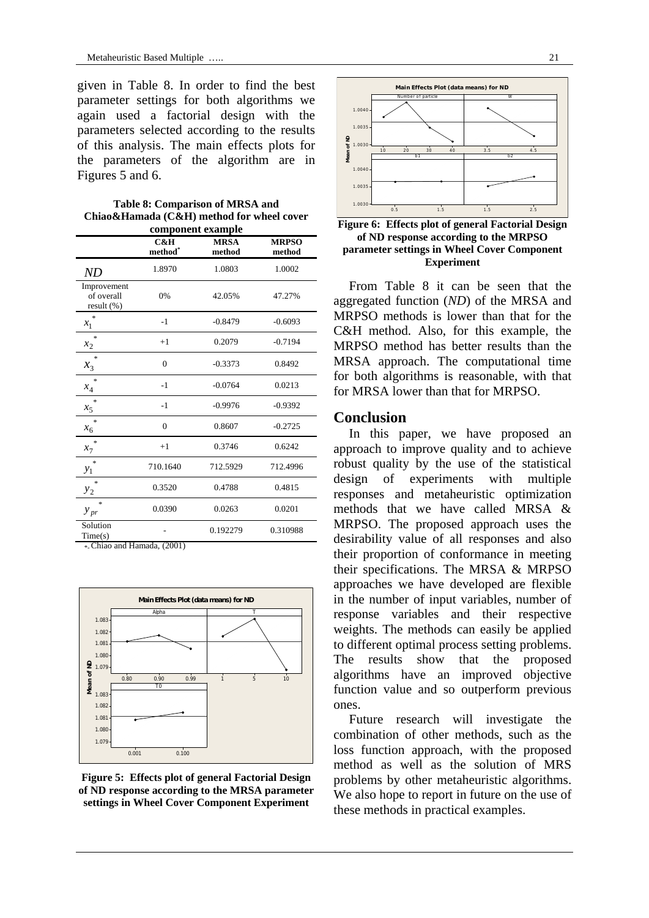given in Table 8. In order to find the best parameter settings for both algorithms we again used a factorial design with the parameters selected according to the results of this analysis. The main effects plots for the parameters of the algorithm are in Figures 5 and 6.

**Table 8: Comparison of MRSA and Chiao&Hamada (C&H) method for wheel cover component example**

| | C&H method* | MRSA method | MRPSO method |
|---|---|---|---|
| $ND$ | 1.8970 | 1.0803 | 1.0002 |
| Improvement of overall result (%) | 0% | 42.05% | 47.27% |
| $x_1^*$ | -1 | -0.8479 | -0.6093 |
| $x_2^*$ | +1 | 0.2079 | -0.7194 |
| $x_3^*$ | 0 | -0.3373 | 0.8492 |
| $x_4^*$ | -1 | -0.0764 | 0.0213 |
| $x_5^*$ | -1 | -0.9976 | -0.9392 |
| $x_6^*$ | 0 | 0.8607 | -0.2725 |
| $x_7^*$ | +1 | 0.3746 | 0.6242 |
| $y_1^*$ | 710.1640 | 712.5929 | 712.4996 |
| $y_2^*$ | 0.3520 | 0.4788 | 0.4815 |
| $y_{pr}^*$ | 0.0390 | 0.0263 | 0.0201 |
| Solution Time(s) | - | 0.192279 | 0.310988 |

*- Chiao and Hamada, (2001)

**Figure 5: Effects plot of general Factorial Design of ND response according to the MRSA parameter settings in Wheel Cover Component Experiment**

**Figure 6: Effects plot of general Factorial Design of ND response according to the MRPSO parameter settings in Wheel Cover Component Experiment**

From Table 8 it can be seen that the aggregated function ($ND$) of the MRSA and MRPSO methods is lower than that for the C&H method. Also, for this example, the MRPSO method has better results than the MRSA approach. The computational time for both algorithms is reasonable, with that for MRSA lower than that for MRPSO.

## Conclusion

In this paper, we have proposed an approach to improve quality and to achieve robust quality by the use of the statistical design of experiments with multiple responses and metaheuristic optimization methods that we have called MRSA & MRPSO. The proposed approach uses the desirability value of all responses and also their proportion of conformance in meeting their specifications. The MRSA & MRPSO approaches we have developed are flexible in the number of input variables, number of response variables and their respective weights. The methods can easily be applied to different optimal process setting problems. The results show that the proposed algorithms have an improved objective function value and so outperform previous ones.

Future research will investigate the combination of other methods, such as the loss function approach, with the proposed method as well as the solution of MRS problems by other metaheuristic algorithms. We also hope to report in future on the use of these methods in practical examples.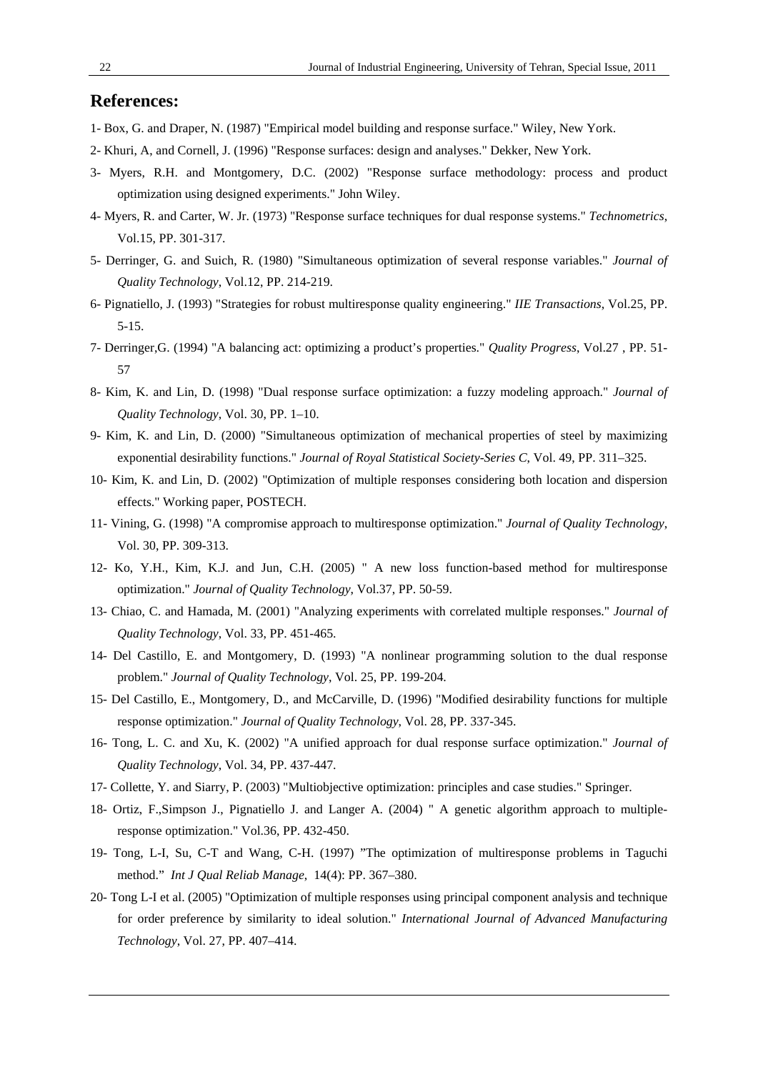## References:

1- Box, G. and Draper, N. (1987) "Empirical model building and response surface." Wiley, New York.

2- Khuri, A, and Cornell, J. (1996) "Response surfaces: design and analyses." Dekker, New York.

3- Myers, R.H. and Montgomery, D.C. (2002) "Response surface methodology: process and product optimization using designed experiments." John Wiley.

4- Myers, R. and Carter, W. Jr. (1973) "Response surface techniques for dual response systems." *Technometrics*, Vol.15, PP. 301-317.

5- Derringer, G. and Suich, R. (1980) "Simultaneous optimization of several response variables." *Journal of Quality Technology*, Vol.12, PP. 214-219.

6- Pignatiello, J. (1993) "Strategies for robust multiresponse quality engineering." *IIE Transactions*, Vol.25, PP. 5-15.

7- Derringer,G. (1994) "A balancing act: optimizing a product's properties." *Quality Progress*, Vol.27 , PP. 51-57

8- Kim, K. and Lin, D. (1998) "Dual response surface optimization: a fuzzy modeling approach." *Journal of Quality Technology*, Vol. 30, PP. 1–10.

9- Kim, K. and Lin, D. (2000) "Simultaneous optimization of mechanical properties of steel by maximizing exponential desirability functions." *Journal of Royal Statistical Society-Series C*, Vol. 49, PP. 311–325.

10- Kim, K. and Lin, D. (2002) "Optimization of multiple responses considering both location and dispersion effects." Working paper, POSTECH.

11- Vining, G. (1998) "A compromise approach to multiresponse optimization." *Journal of Quality Technology*, Vol. 30, PP. 309-313.

12- Ko, Y.H., Kim, K.J. and Jun, C.H. (2005) " A new loss function-based method for multiresponse optimization." *Journal of Quality Technology*, Vol.37, PP. 50-59.

13- Chiao, C. and Hamada, M. (2001) "Analyzing experiments with correlated multiple responses." *Journal of Quality Technology*, Vol. 33, PP. 451-465.

14- Del Castillo, E. and Montgomery, D. (1993) "A nonlinear programming solution to the dual response problem." *Journal of Quality Technology*, Vol. 25, PP. 199-204.

15- Del Castillo, E., Montgomery, D., and McCarville, D. (1996) "Modified desirability functions for multiple response optimization." *Journal of Quality Technology*, Vol. 28, PP. 337-345.

16- Tong, L. C. and Xu, K. (2002) "A unified approach for dual response surface optimization." *Journal of Quality Technology*, Vol. 34, PP. 437-447.

17- Collette, Y. and Siarry, P. (2003) "Multiobjective optimization: principles and case studies." Springer.

18- Ortiz, F.,Simpson J., Pignatiello J. and Langer A. (2004) " A genetic algorithm approach to multiple-response optimization." Vol.36, PP. 432-450.

19- Tong, L-I, Su, C-T and Wang, C-H. (1997) "The optimization of multiresponse problems in Taguchi method." *Int J Qual Reliab Manage*, 14(4): PP. 367–380.

20- Tong L-I et al. (2005) "Optimization of multiple responses using principal component analysis and technique for order preference by similarity to ideal solution." *International Journal of Advanced Manufacturing Technology*, Vol. 27, PP. 407–414.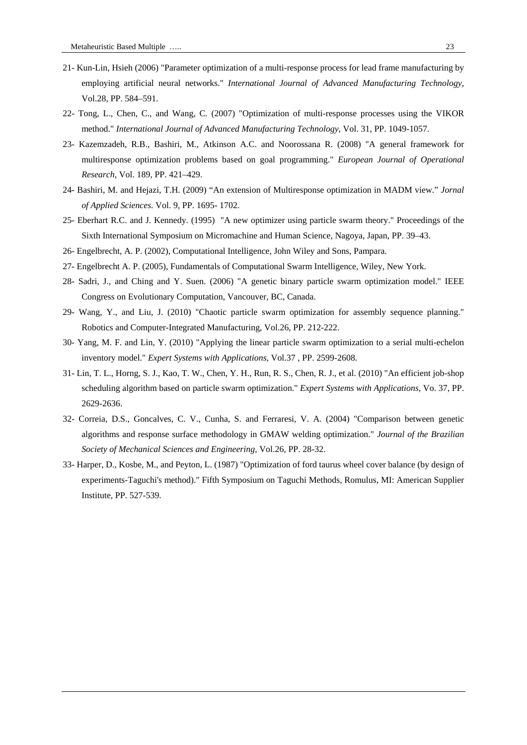21- Kun-Lin, Hsieh (2006) "Parameter optimization of a multi-response process for lead frame manufacturing by employing artificial neural networks." *International Journal of Advanced Manufacturing Technology*, Vol.28, PP. 584–591.

22- Tong, L., Chen, C., and Wang, C. (2007) "Optimization of multi-response processes using the VIKOR method." *International Journal of Advanced Manufacturing Technology*, Vol. 31, PP. 1049-1057.

23- Kazemzadeh, R.B., Bashiri, M., Atkinson A.C. and Noorossana R. (2008) "A general framework for multiresponse optimization problems based on goal programming." *European Journal of Operational Research*, Vol. 189, PP. 421–429.

24- Bashiri, M. and Hejazi, T.H. (2009) "An extension of Multiresponse optimization in MADM view." *Jornal of Applied Sciences.* Vol. 9, PP. 1695- 1702.

25- Eberhart R.C. and J. Kennedy. (1995) "A new optimizer using particle swarm theory." Proceedings of the Sixth International Symposium on Micromachine and Human Science, Nagoya, Japan, PP. 39–43.

26- Engelbrecht, A. P. (2002), Computational Intelligence, John Wiley and Sons, Pampara.

27- Engelbrecht A. P. (2005), Fundamentals of Computational Swarm Intelligence, Wiley, New York.

28- Sadri, J., and Ching and Y. Suen. (2006) "A genetic binary particle swarm optimization model." IEEE Congress on Evolutionary Computation, Vancouver, BC, Canada.

29- Wang, Y., and Liu, J. (2010) "Chaotic particle swarm optimization for assembly sequence planning." Robotics and Computer-Integrated Manufacturing, Vol.26, PP. 212-222.

30- Yang, M. F. and Lin, Y. (2010) "Applying the linear particle swarm optimization to a serial multi-echelon inventory model." *Expert Systems with Applications*, Vol.37 , PP. 2599-2608.

31- Lin, T. L., Horng, S. J., Kao, T. W., Chen, Y. H., Run, R. S., Chen, R. J., et al. (2010) "An efficient job-shop scheduling algorithm based on particle swarm optimization." *Expert Systems with Applications*, Vo. 37, PP. 2629-2636.

32- Correia, D.S., Goncalves, C. V., Cunha, S. and Ferraresi, V. A. (2004) "Comparison between genetic algorithms and response surface methodology in GMAW welding optimization." *Journal of the Brazilian Society of Mechanical Sciences and Engineering*, Vol.26, PP. 28-32.

33- Harper, D., Kosbe, M., and Peyton, L. (1987) "Optimization of ford taurus wheel cover balance (by design of experiments-Taguchi's method)." Fifth Symposium on Taguchi Methods, Romulus, MI: American Supplier Institute, PP. 527-539.